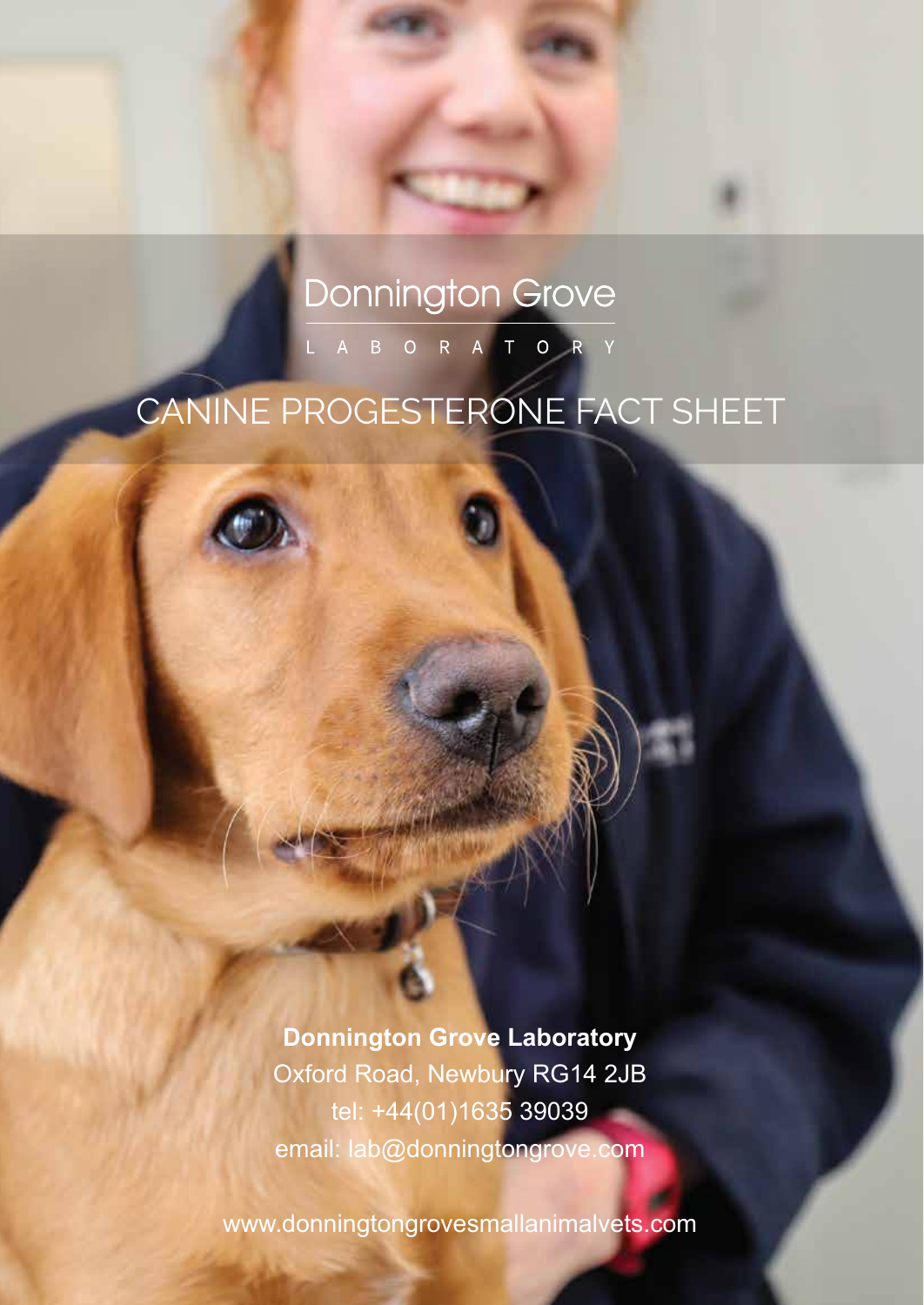Donnington Grove

LABORATORY

# CANINE PROGESTERONE FACT SHEET

**Donnington Grove Laboratory**
Oxford Road, Newbury RG14 2JB
tel: +44(01)1635 39039
email: lab@donningtongrove.com

www.donningtongrovesmallanimalvets.com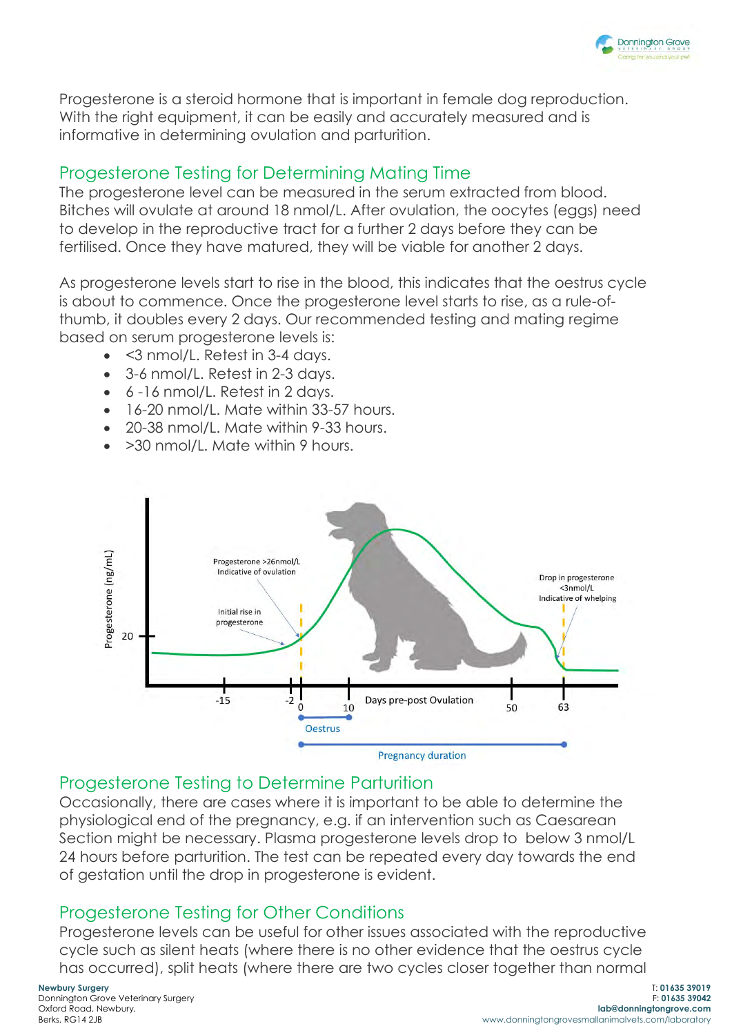Progesterone is a steroid hormone that is important in female dog reproduction. With the right equipment, it can be easily and accurately measured and is informative in determining ovulation and parturition.

## Progesterone Testing for Determining Mating Time

The progesterone level can be measured in the serum extracted from blood. Bitches will ovulate at around 18 nmol/L. After ovulation, the oocytes (eggs) need to develop in the reproductive tract for a further 2 days before they can be fertilised. Once they have matured, they will be viable for another 2 days.

As progesterone levels start to rise in the blood, this indicates that the oestrus cycle is about to commence. Once the progesterone level starts to rise, as a rule-of-thumb, it doubles every 2 days. Our recommended testing and mating regime based on serum progesterone levels is:

- <3 nmol/L. Retest in 3-4 days.
- 3-6 nmol/L. Retest in 2-3 days.
- 6 -16 nmol/L. Retest in 2 days.
- 16-20 nmol/L. Mate within 33-57 hours.
- 20-38 nmol/L. Mate within 9-33 hours.
- >30 nmol/L. Mate within 9 hours.

## Progesterone Testing to Determine Parturition

Occasionally, there are cases where it is important to be able to determine the physiological end of the pregnancy, e.g. if an intervention such as Caesarean Section might be necessary. Plasma progesterone levels drop to below 3 nmol/L 24 hours before parturition. The test can be repeated every day towards the end of gestation until the drop in progesterone is evident.

## Progesterone Testing for Other Conditions

Progesterone levels can be useful for other issues associated with the reproductive cycle such as silent heats (where there is no other evidence that the oestrus cycle has occurred), split heats (where there are two cycles closer together than normal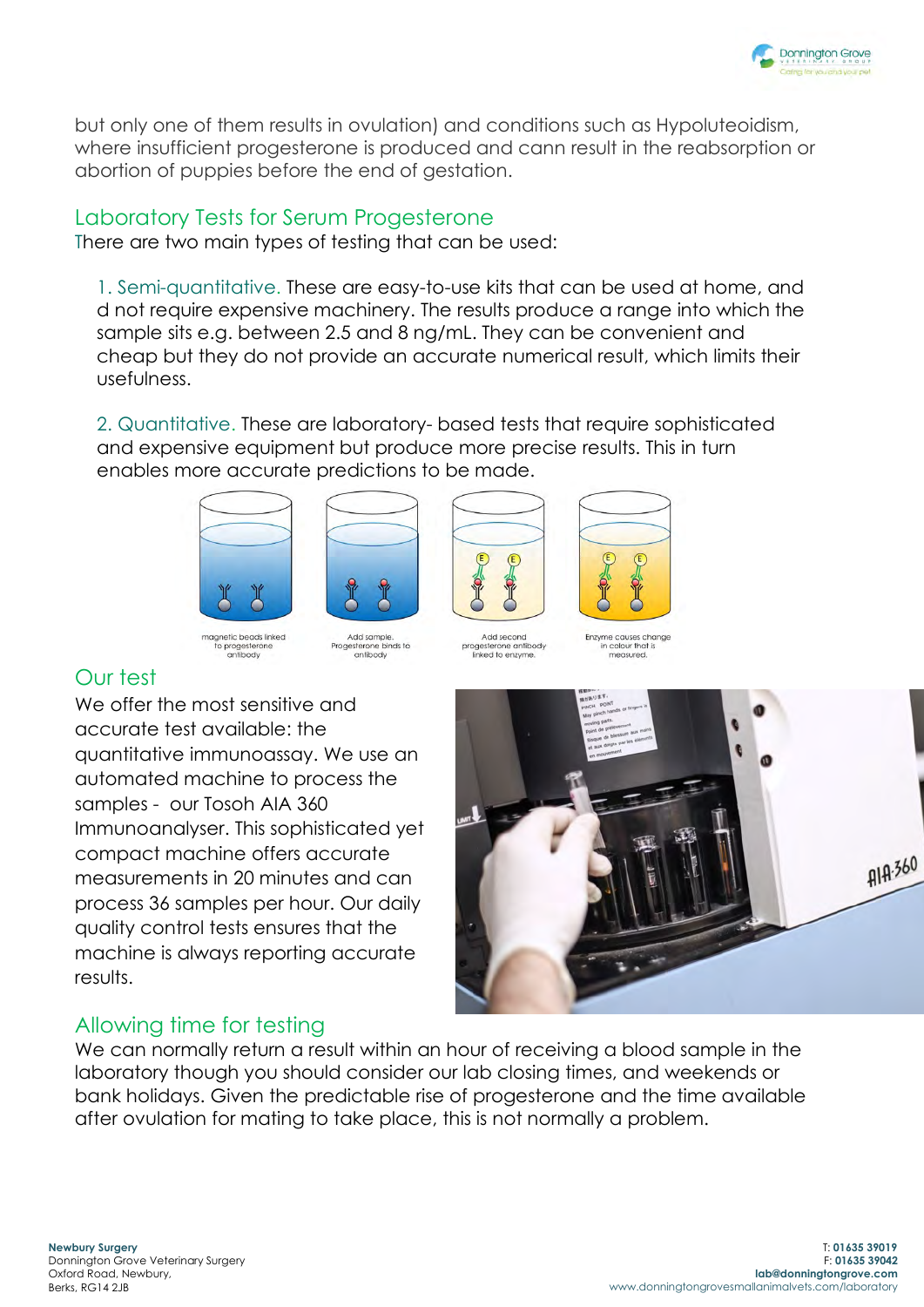but only one of them results in ovulation) and conditions such as Hypoluteoidism, where insufficient progesterone is produced and cann result in the reabsorption or abortion of puppies before the end of gestation.

## Laboratory Tests for Serum Progesterone

There are two main types of testing that can be used:

1. Semi-quantitative. These are easy-to-use kits that can be used at home, and d not require expensive machinery. The results produce a range into which the sample sits e.g. between 2.5 and 8 ng/mL. They can be convenient and cheap but they do not provide an accurate numerical result, which limits their usefulness.

2. Quantitative. These are laboratory- based tests that require sophisticated and expensive equipment but produce more precise results. This in turn enables more accurate predictions to be made.

magnetic beads linked to progesterone antibody

Add sample. Progesterone binds to antibody

Add second progesterone antibody linked to enzyme.

Enzyme causes change in colour that is measured.

## Our test

We offer the most sensitive and accurate test available: the quantitative immunoassay. We use an automated machine to process the samples - our Tosoh AIA 360 Immunoanalyser. This sophisticated yet compact machine offers accurate measurements in 20 minutes and can process 36 samples per hour. Our daily quality control tests ensures that the machine is always reporting accurate results.

## Allowing time for testing

We can normally return a result within an hour of receiving a blood sample in the laboratory though you should consider our lab closing times, and weekends or bank holidays. Given the predictable rise of progesterone and the time available after ovulation for mating to take place, this is not normally a problem.